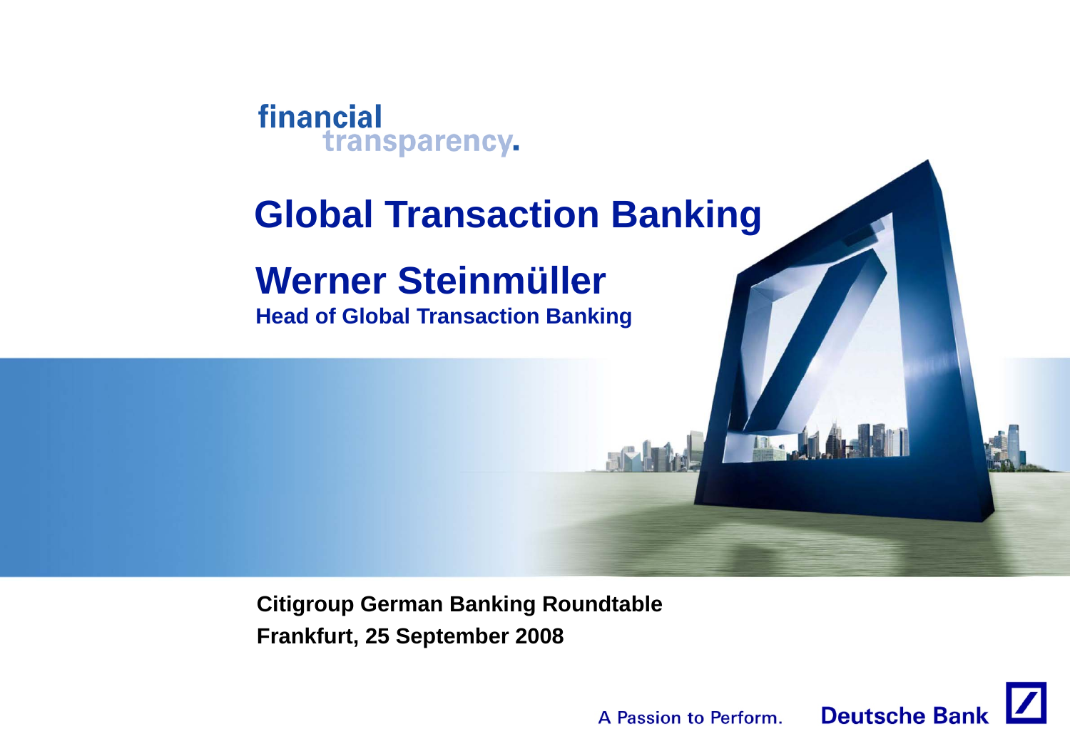financial
transparency.

# Global Transaction Banking

## Werner Steinmüller

**Head of Global Transaction Banking**

**Citigroup German Banking Roundtable**
**Frankfurt, 25 September 2008**

A Passion to Perform. Deutsche Bank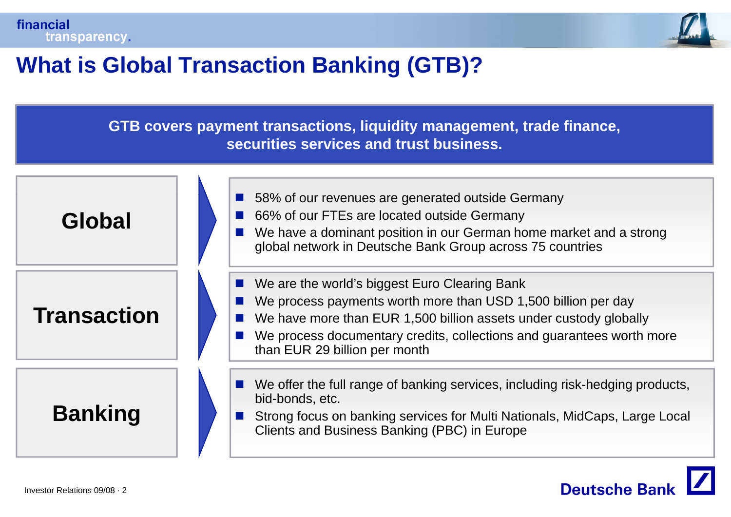# What is Global Transaction Banking (GTB)?

**GTB covers payment transactions, liquidity management, trade finance, securities services and trust business.**

## Global

- 58% of our revenues are generated outside Germany
- 66% of our FTEs are located outside Germany
- We have a dominant position in our German home market and a strong global network in Deutsche Bank Group across 75 countries

## Transaction

- We are the world's biggest Euro Clearing Bank
- We process payments worth more than USD 1,500 billion per day
- We have more than EUR 1,500 billion assets under custody globally
- We process documentary credits, collections and guarantees worth more than EUR 29 billion per month

## Banking

- We offer the full range of banking services, including risk-hedging products, bid-bonds, etc.
- Strong focus on banking services for Multi Nationals, MidCaps, Large Local Clients and Business Banking (PBC) in Europe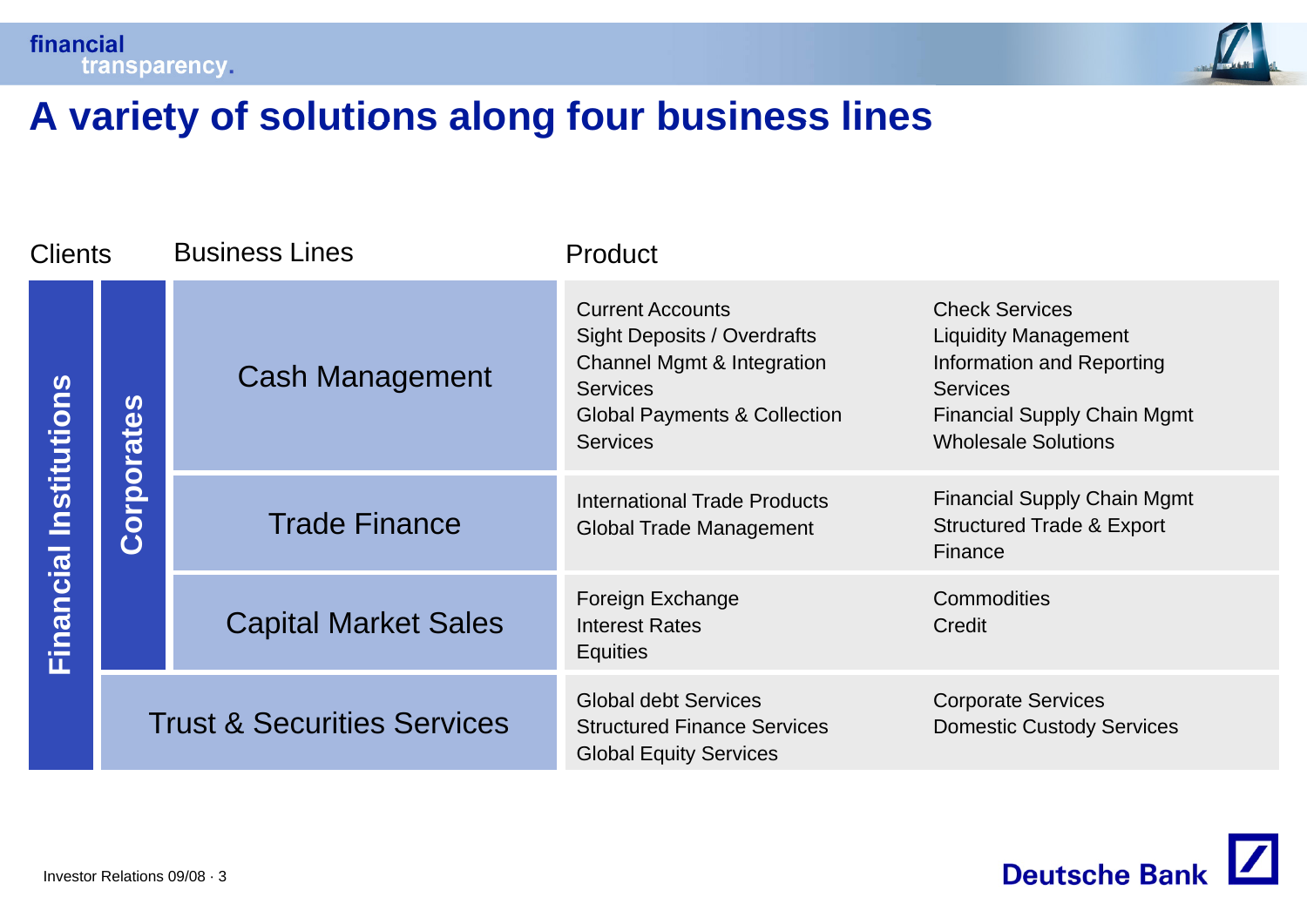# A variety of solutions along four business lines

| Clients | | Business Lines | Product | |
|---|---|---|---|---|
| Financial Institutions | Corporates | Cash Management | Current Accounts<br>Sight Deposits / Overdrafts<br>Channel Mgmt & Integration Services<br>Global Payments & Collection Services | Check Services<br>Liquidity Management<br>Information and Reporting Services<br>Financial Supply Chain Mgmt<br>Wholesale Solutions |
| Financial Institutions | Corporates | Trade Finance | International Trade Products<br>Global Trade Management | Financial Supply Chain Mgmt<br>Structured Trade & Export Finance |
| Financial Institutions | Corporates | Capital Market Sales | Foreign Exchange<br>Interest Rates<br>Equities | Commodities<br>Credit |
| Financial Institutions | | Trust & Securities Services | Global debt Services<br>Structured Finance Services<br>Global Equity Services | Corporate Services<br>Domestic Custody Services |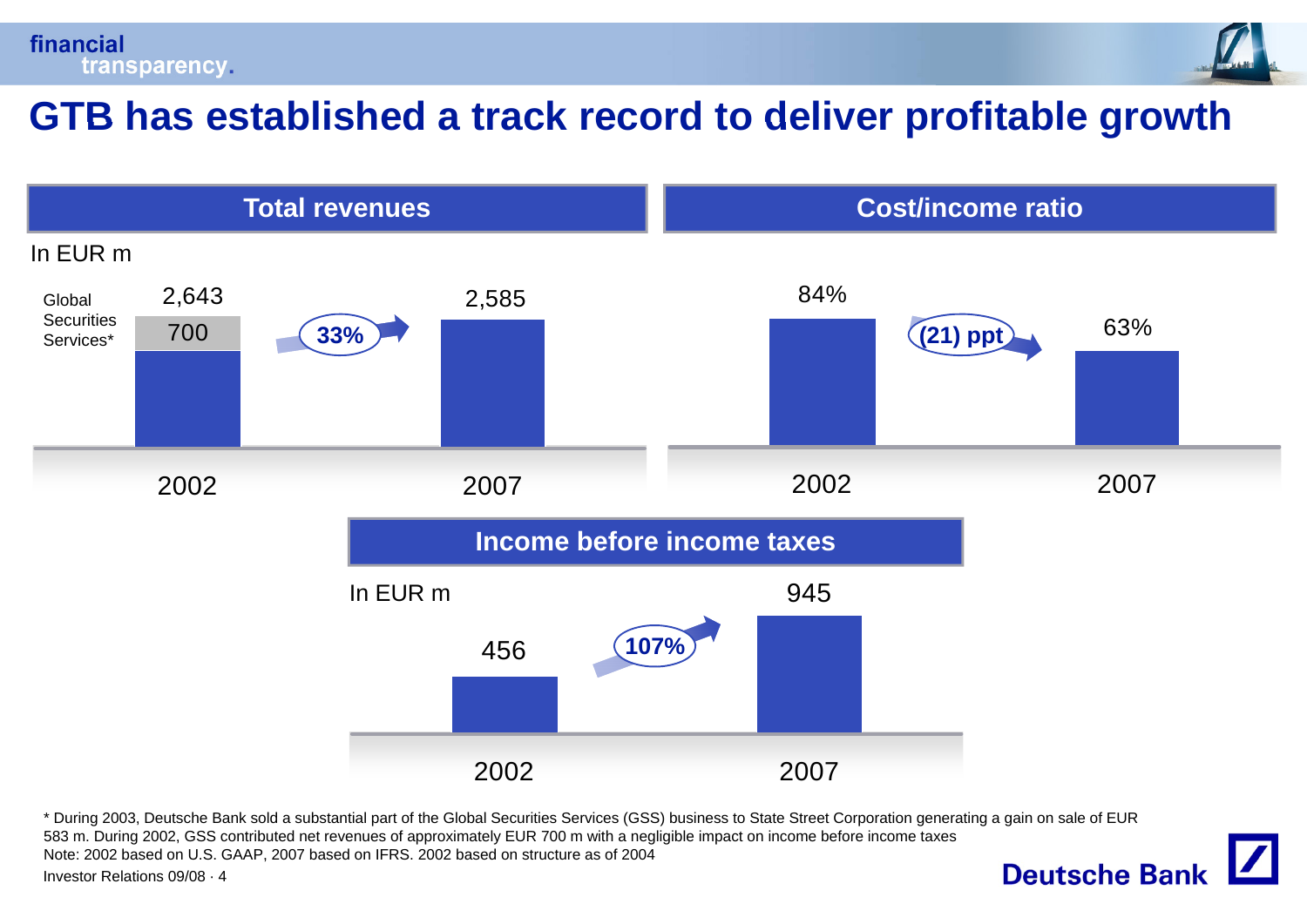# GTB has established a track record to deliver profitable growth

## Total revenues

In EUR m

| | 2002 | 2007 |
|---|---|---|
| Total | 2,643 | 2,585 |
| Global Securities Services* | 700 | |

33%

## Cost/income ratio

| 2002 | 2007 |
|---|---|
| 84% | 63% |

(21) ppt

## Income before income taxes

In EUR m

| 2002 | 2007 |
|---|---|
| 456 | 945 |

107%

\* During 2003, Deutsche Bank sold a substantial part of the Global Securities Services (GSS) business to State Street Corporation generating a gain on sale of EUR 583 m. During 2002, GSS contributed net revenues of approximately EUR 700 m with a negligible impact on income before income taxes

Note: 2002 based on U.S. GAAP, 2007 based on IFRS. 2002 based on structure as of 2004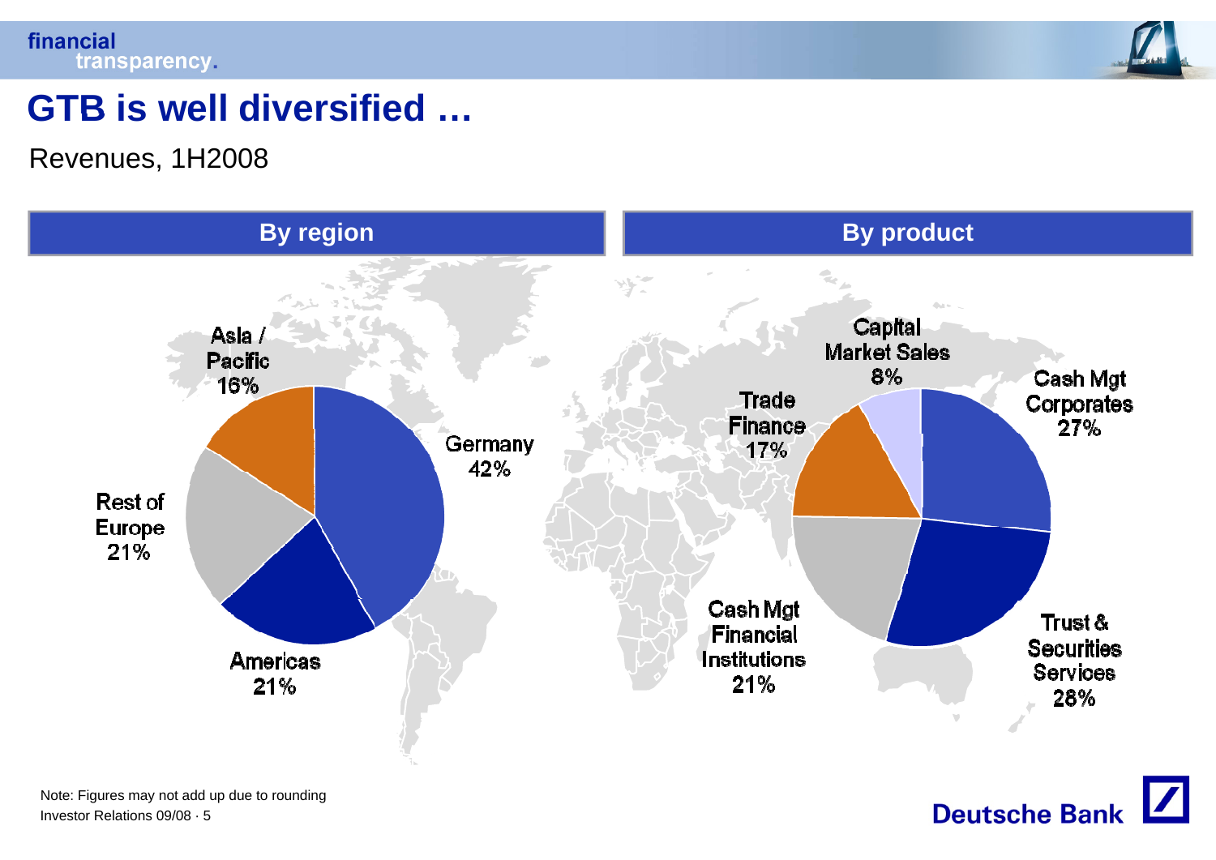# GTB is well diversified …

Revenues, 1H2008

**By region**

| Region | Share |
|---|---|
| Germany | 42% |
| Americas | 21% |
| Rest of Europe | 21% |
| Asia / Pacific | 16% |

**By product**

| Product | Share |
|---|---|
| Cash Mgt Corporates | 27% |
| Trust & Securities Services | 28% |
| Cash Mgt Financial Institutions | 21% |
| Trade Finance | 17% |
| Capital Market Sales | 8% |

Note: Figures may not add up due to rounding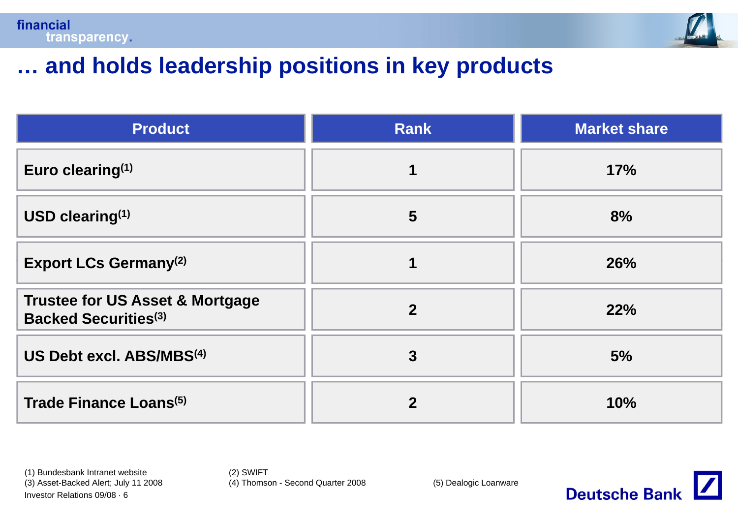# … and holds leadership positions in key products

| Product | Rank | Market share |
|---|---|---|
| Euro clearing[1] | 1 | 17% |
| USD clearing[1] | 5 | 8% |
| Export LCs Germany[2] | 1 | 26% |
| Trustee for US Asset & Mortgage Backed Securities[3] | 2 | 22% |
| US Debt excl. ABS/MBS[4] | 3 | 5% |
| Trade Finance Loans[5] | 2 | 10% |

(1) Bundesbank Intranet website
(2) SWIFT
(3) Asset-Backed Alert; July 11 2008
(4) Thomson - Second Quarter 2008
(5) Dealogic Loanware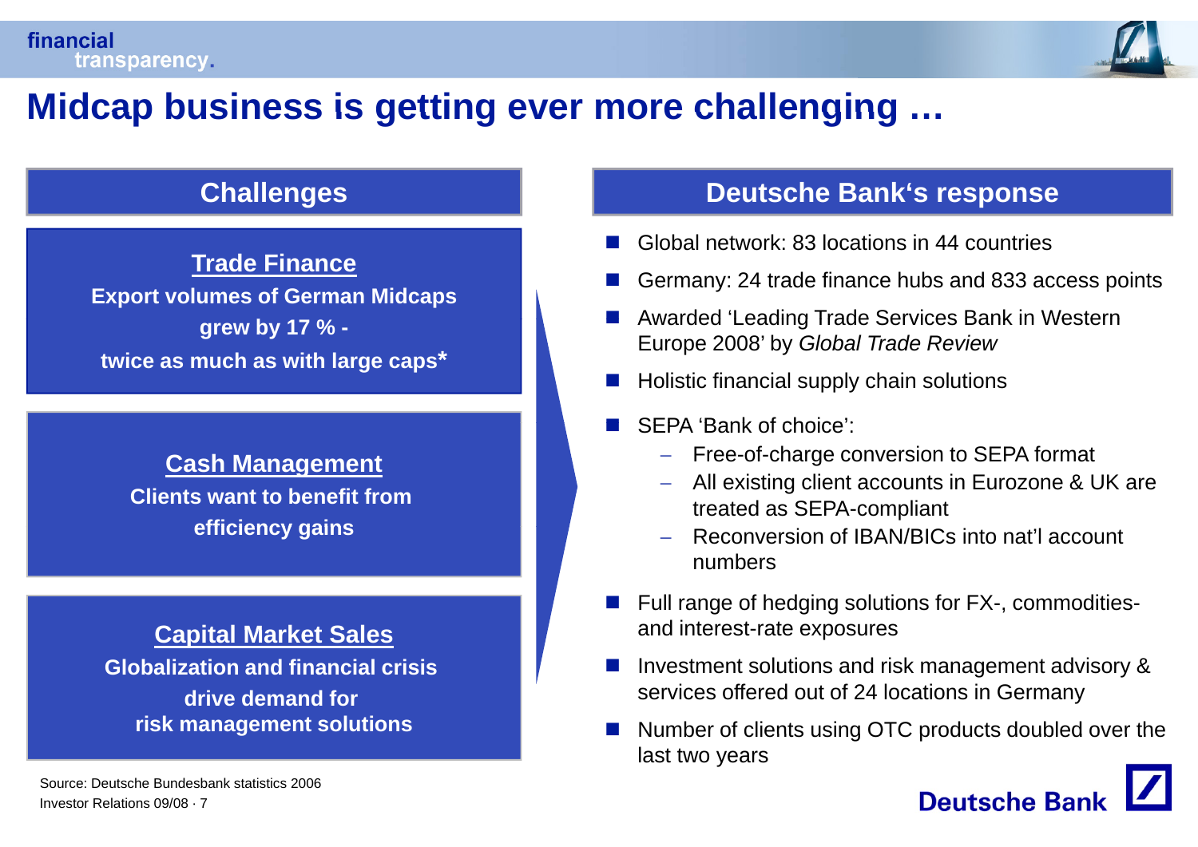# Midcap business is getting ever more challenging …

## Challenges

**Trade Finance**

**Export volumes of German Midcaps grew by 17 % - twice as much as with large caps***

**Cash Management**

**Clients want to benefit from efficiency gains**

**Capital Market Sales**

**Globalization and financial crisis drive demand for risk management solutions**

## Deutsche Bank's response

- Global network: 83 locations in 44 countries
- Germany: 24 trade finance hubs and 833 access points
- Awarded 'Leading Trade Services Bank in Western Europe 2008' by *Global Trade Review*
- Holistic financial supply chain solutions
- SEPA 'Bank of choice':
  - Free-of-charge conversion to SEPA format
  - All existing client accounts in Eurozone & UK are treated as SEPA-compliant
  - Reconversion of IBAN/BICs into nat'l account numbers
- Full range of hedging solutions for FX-, commodities- and interest-rate exposures
- Investment solutions and risk management advisory & services offered out of 24 locations in Germany
- Number of clients using OTC products doubled over the last two years

Source: Deutsche Bundesbank statistics 2006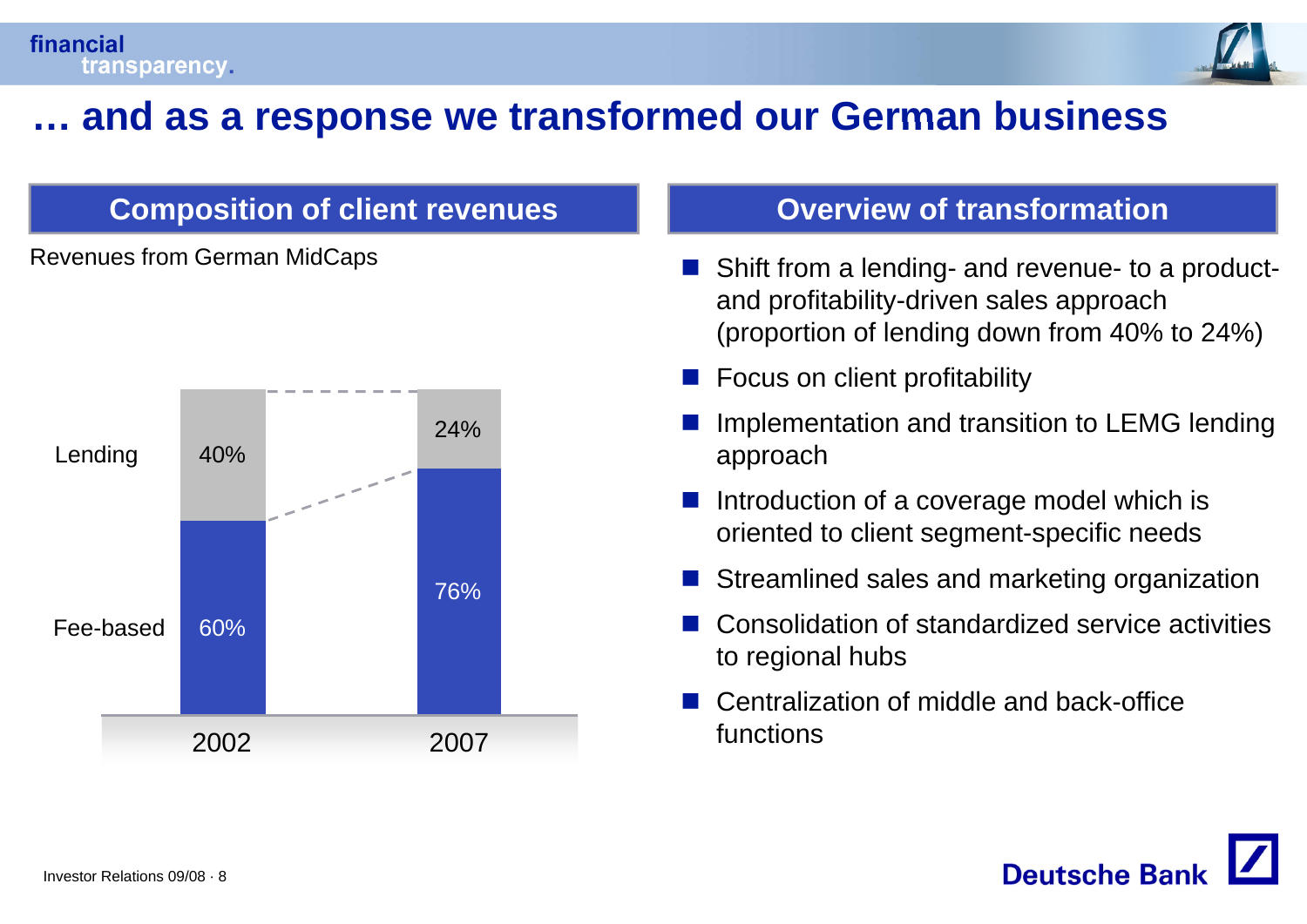# … and as a response we transformed our German business

## Composition of client revenues

Revenues from German MidCaps

| | 2002 | 2007 |
|---|---|---|
| Lending | 40% | 24% |
| Fee-based | 60% | 76% |

## Overview of transformation

- Shift from a lending- and revenue- to a product- and profitability-driven sales approach (proportion of lending down from 40% to 24%)
- Focus on client profitability
- Implementation and transition to LEMG lending approach
- Introduction of a coverage model which is oriented to client segment-specific needs
- Streamlined sales and marketing organization
- Consolidation of standardized service activities to regional hubs
- Centralization of middle and back-office functions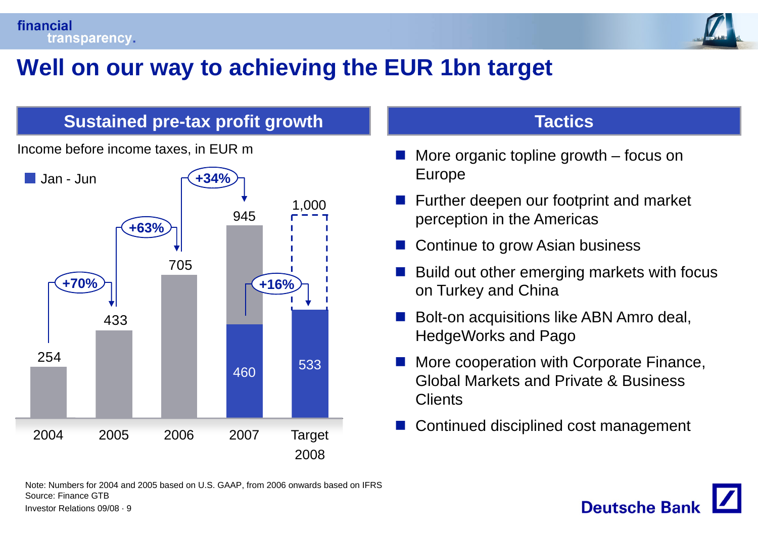# Well on our way to achieving the EUR 1bn target

## Sustained pre-tax profit growth

Income before income taxes, in EUR m

| Year | Full year | Jan - Jun | Growth |
| --- | --- | --- | --- |
| 2004 | 254 | | |
| 2005 | 433 | | +70% |
| 2006 | 705 | | +63% |
| 2007 | 945 | 460 | +34% |
| Target 2008 | 1,000 | 533 | +16% (Jan - Jun) |

## Tactics

- More organic topline growth – focus on Europe
- Further deepen our footprint and market perception in the Americas
- Continue to grow Asian business
- Build out other emerging markets with focus on Turkey and China
- Bolt-on acquisitions like ABN Amro deal, HedgeWorks and Pago
- More cooperation with Corporate Finance, Global Markets and Private & Business Clients
- Continued disciplined cost management

Note: Numbers for 2004 and 2005 based on U.S. GAAP, from 2006 onwards based on IFRS
Source: Finance GTB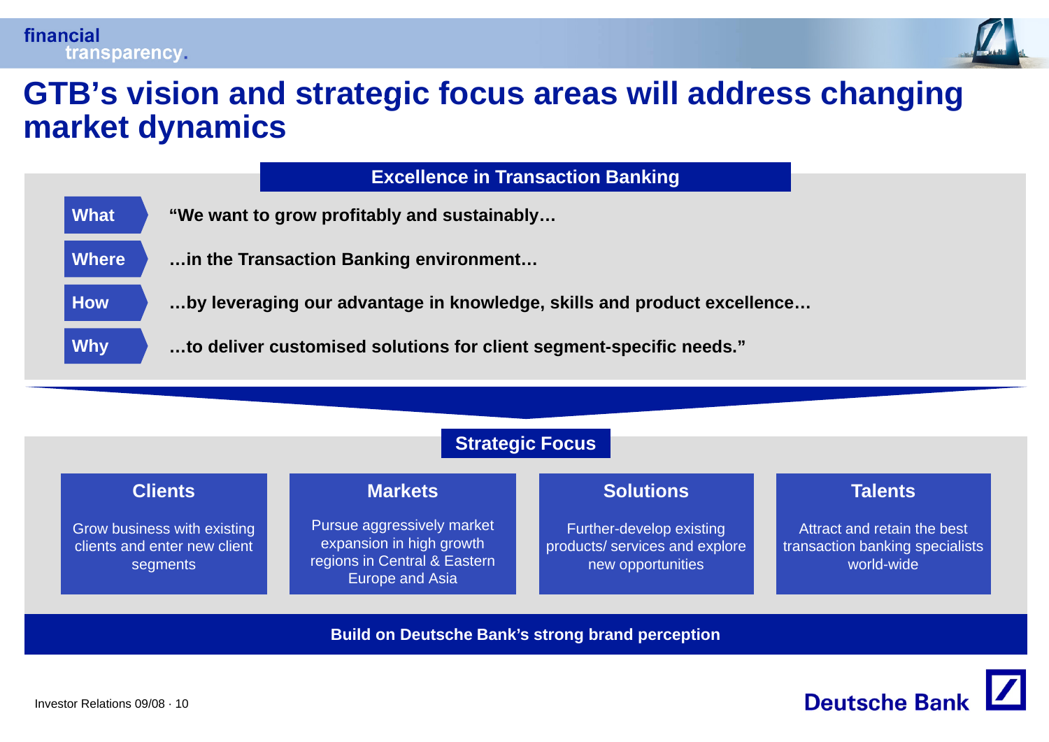# GTB's vision and strategic focus areas will address changing market dynamics

## Excellence in Transaction Banking

- **What** — **"We want to grow profitably and sustainably…**
- **Where** — **…in the Transaction Banking environment…**
- **How** — **…by leveraging our advantage in knowledge, skills and product excellence…**
- **Why** — **…to deliver customised solutions for client segment-specific needs."**

## Strategic Focus

| Clients | Markets | Solutions | Talents |
|---|---|---|---|
| Grow business with existing clients and enter new client segments | Pursue aggressively market expansion in high growth regions in Central & Eastern Europe and Asia | Further-develop existing products/ services and explore new opportunities | Attract and retain the best transaction banking specialists world-wide |

**Build on Deutsche Bank's strong brand perception**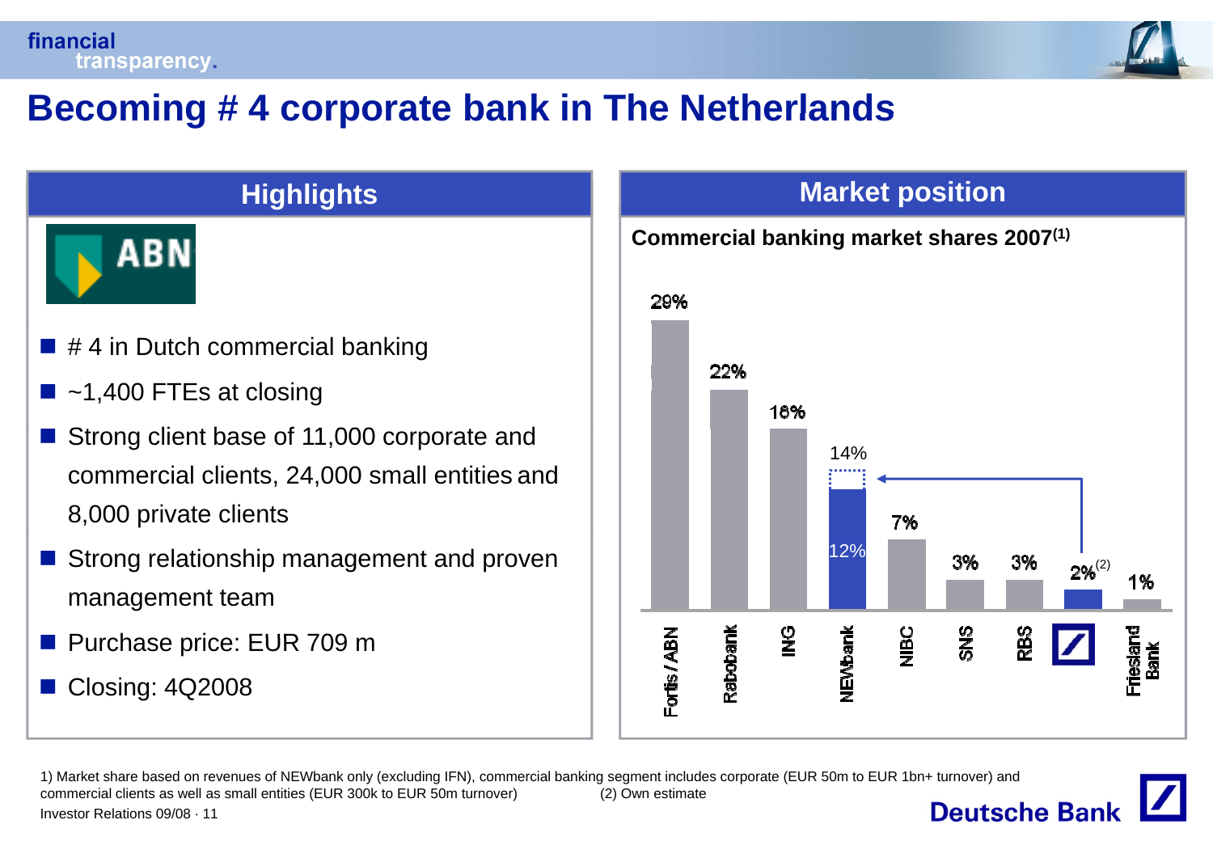# Becoming # 4 corporate bank in The Netherlands

## Highlights

ABN

- # 4 in Dutch commercial banking
- ~1,400 FTEs at closing
- Strong client base of 11,000 corporate and commercial clients, 24,000 small entities and 8,000 private clients
- Strong relationship management and proven management team
- Purchase price: EUR 709 m
- Closing: 4Q2008

## Market position

**Commercial banking market shares 2007[1]**

| Bank | Market share |
|---|---|
| Fortis / ABN | 29% |
| Rabobank | 22% |
| ING | 18% |
| NEWbank | 12% (14% incl. Deutsche Bank) |
| NIBC | 7% |
| SNS | 3% |
| RBS | 3% |
| Deutsche Bank | 2%[2] |
| Friesland Bank | 1% |

1) Market share based on revenues of NEWbank only (excluding IFN), commercial banking segment includes corporate (EUR 50m to EUR 1bn+ turnover) and commercial clients as well as small entities (EUR 300k to EUR 50m turnover) (2) Own estimate

Investor Relations 09/08 · 11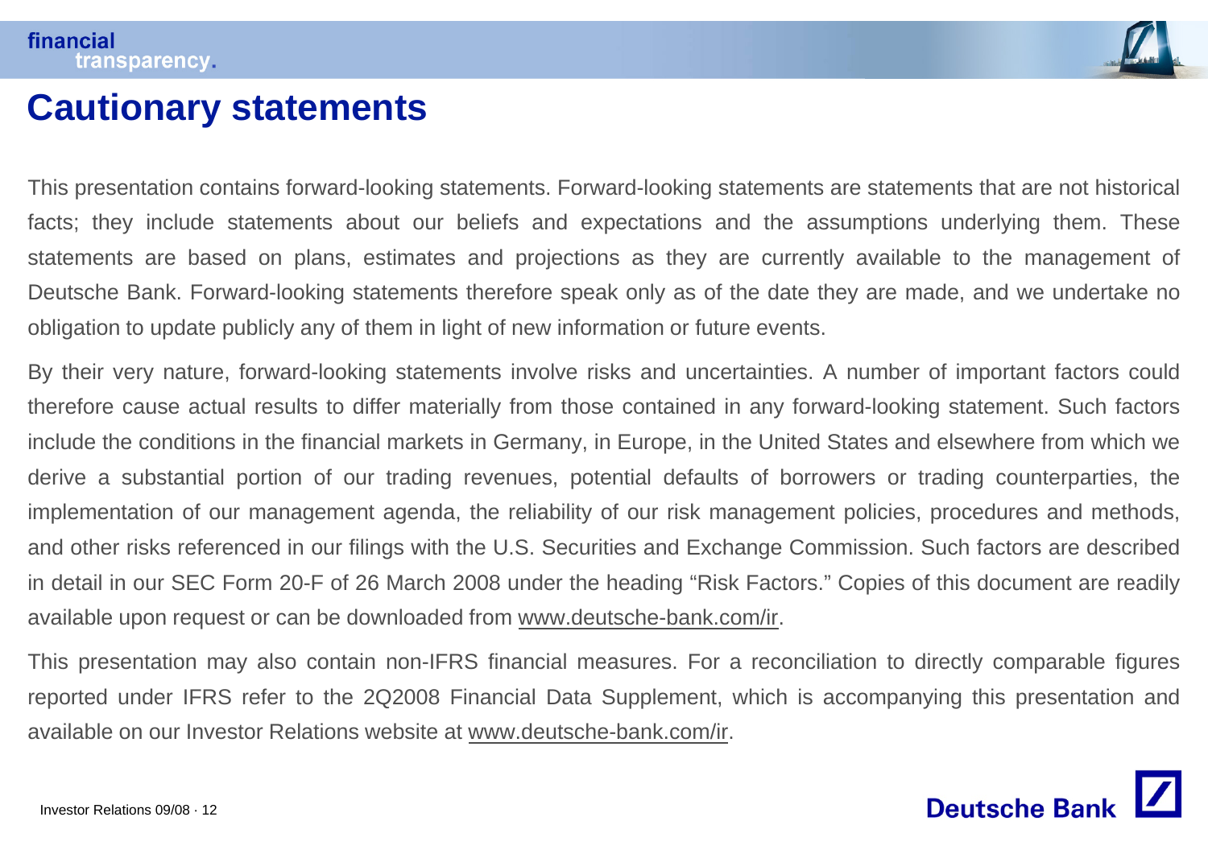# Cautionary statements

This presentation contains forward-looking statements. Forward-looking statements are statements that are not historical facts; they include statements about our beliefs and expectations and the assumptions underlying them. These statements are based on plans, estimates and projections as they are currently available to the management of Deutsche Bank. Forward-looking statements therefore speak only as of the date they are made, and we undertake no obligation to update publicly any of them in light of new information or future events.

By their very nature, forward-looking statements involve risks and uncertainties. A number of important factors could therefore cause actual results to differ materially from those contained in any forward-looking statement. Such factors include the conditions in the financial markets in Germany, in Europe, in the United States and elsewhere from which we derive a substantial portion of our trading revenues, potential defaults of borrowers or trading counterparties, the implementation of our management agenda, the reliability of our risk management policies, procedures and methods, and other risks referenced in our filings with the U.S. Securities and Exchange Commission. Such factors are described in detail in our SEC Form 20-F of 26 March 2008 under the heading “Risk Factors.” Copies of this document are readily available upon request or can be downloaded from www.deutsche-bank.com/ir.

This presentation may also contain non-IFRS financial measures. For a reconciliation to directly comparable figures reported under IFRS refer to the 2Q2008 Financial Data Supplement, which is accompanying this presentation and available on our Investor Relations website at www.deutsche-bank.com/ir.